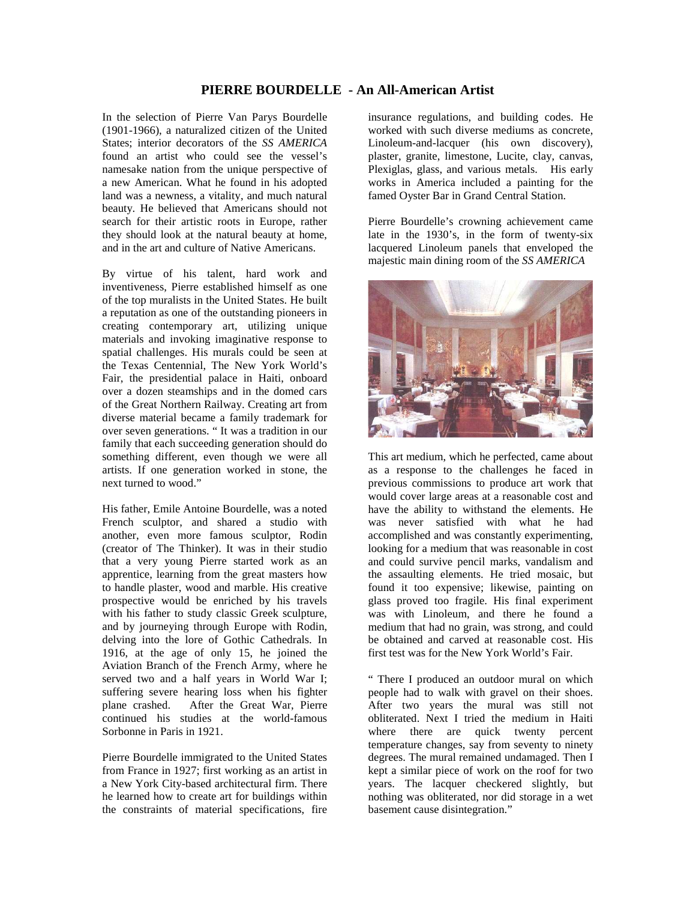# PIERRE BOURDELLE - An All-American Artist

In the selection of Pierre Van Parys Bourdelle (1901-1966), a naturalized citizen of the United States; interior decorators of the *SS AMERICA* found an artist who could see the vessel's namesake nation from the unique perspective of a new American. What he found in his adopted land was a newness, a vitality, and much natural beauty. He believed that Americans should not search for their artistic roots in Europe, rather they should look at the natural beauty at home, and in the art and culture of Native Americans.

By virtue of his talent, hard work and inventiveness, Pierre established himself as one of the top muralists in the United States. He built a reputation as one of the outstanding pioneers in creating contemporary art, utilizing unique materials and invoking imaginative response to spatial challenges. His murals could be seen at the Texas Centennial, The New York World's Fair, the presidential palace in Haiti, onboard over a dozen steamships and in the domed cars of the Great Northern Railway. Creating art from diverse material became a family trademark for over seven generations. " It was a tradition in our family that each succeeding generation should do something different, even though we were all artists. If one generation worked in stone, the next turned to wood."

His father, Emile Antoine Bourdelle, was a noted French sculptor, and shared a studio with another, even more famous sculptor, Rodin (creator of The Thinker). It was in their studio that a very young Pierre started work as an apprentice, learning from the great masters how to handle plaster, wood and marble. His creative prospective would be enriched by his travels with his father to study classic Greek sculpture, and by journeying through Europe with Rodin, delving into the lore of Gothic Cathedrals. In 1916, at the age of only 15, he joined the Aviation Branch of the French Army, where he served two and a half years in World War I; suffering severe hearing loss when his fighter plane crashed. After the Great War, Pierre continued his studies at the world-famous Sorbonne in Paris in 1921.

Pierre Bourdelle immigrated to the United States from France in 1927; first working as an artist in a New York City-based architectural firm. There he learned how to create art for buildings within the constraints of material specifications, fire insurance regulations, and building codes. He worked with such diverse mediums as concrete, Linoleum-and-lacquer (his own discovery), plaster, granite, limestone, Lucite, clay, canvas, Plexiglas, glass, and various metals. His early works in America included a painting for the famed Oyster Bar in Grand Central Station.

Pierre Bourdelle's crowning achievement came late in the 1930's, in the form of twenty-six lacquered Linoleum panels that enveloped the majestic main dining room of the *SS AMERICA*

This art medium, which he perfected, came about as a response to the challenges he faced in previous commissions to produce art work that would cover large areas at a reasonable cost and have the ability to withstand the elements. He was never satisfied with what he had accomplished and was constantly experimenting, looking for a medium that was reasonable in cost and could survive pencil marks, vandalism and the assaulting elements. He tried mosaic, but found it too expensive; likewise, painting on glass proved too fragile. His final experiment was with Linoleum, and there he found a medium that had no grain, was strong, and could be obtained and carved at reasonable cost. His first test was for the New York World's Fair.

" There I produced an outdoor mural on which people had to walk with gravel on their shoes. After two years the mural was still not obliterated. Next I tried the medium in Haiti where there are quick twenty percent temperature changes, say from seventy to ninety degrees. The mural remained undamaged. Then I kept a similar piece of work on the roof for two years. The lacquer checkered slightly, but nothing was obliterated, nor did storage in a wet basement cause disintegration."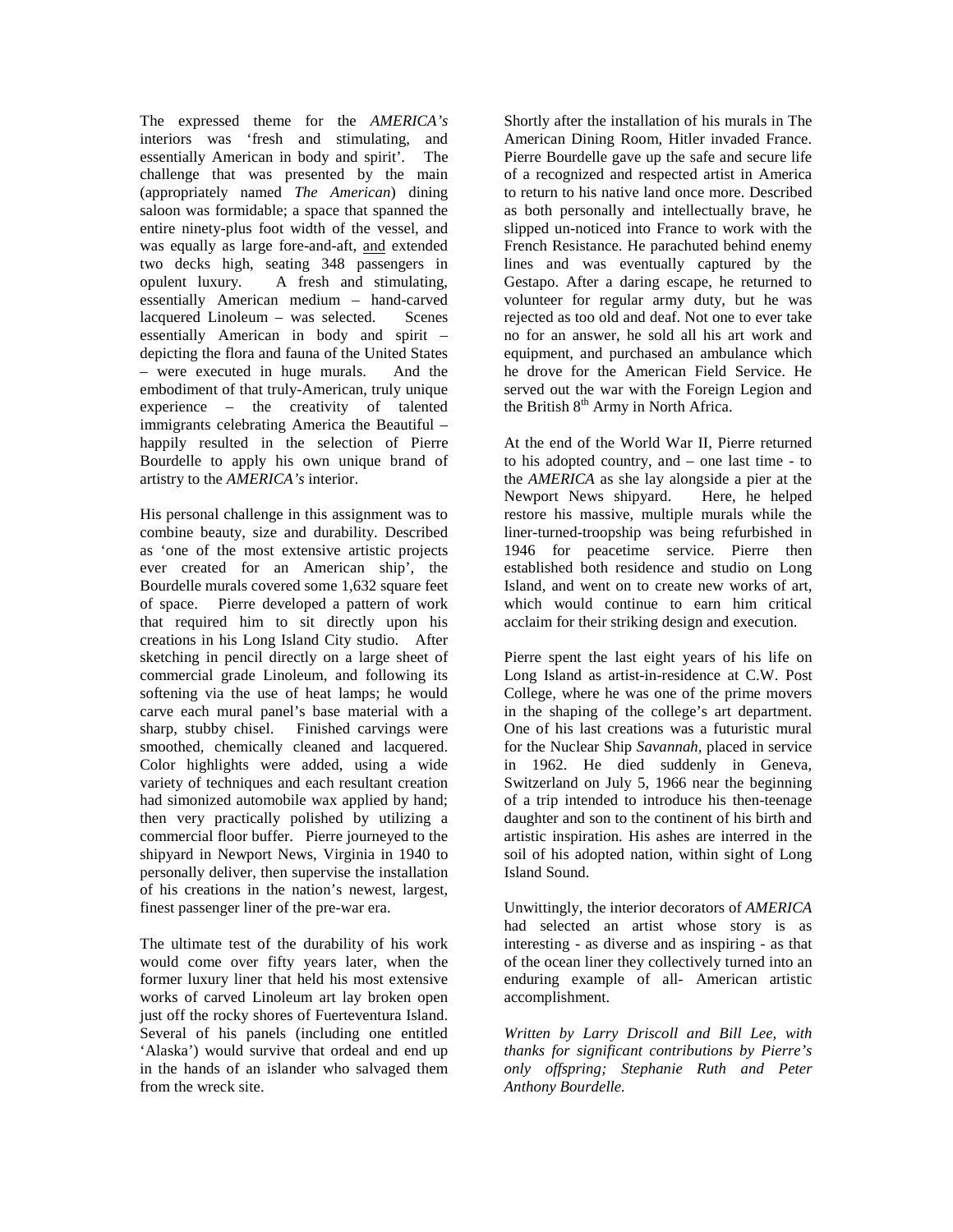The expressed theme for the *AMERICA's* interiors was 'fresh and stimulating, and essentially American in body and spirit'. The challenge that was presented by the main (appropriately named *The American*) dining saloon was formidable; a space that spanned the entire ninety-plus foot width of the vessel, and was equally as large fore-and-aft, <u>and</u> extended two decks high, seating 348 passengers in opulent luxury. A fresh and stimulating, essentially American medium – hand-carved lacquered Linoleum – was selected. Scenes essentially American in body and spirit – depicting the flora and fauna of the United States – were executed in huge murals. And the embodiment of that truly-American, truly unique experience – the creativity of talented immigrants celebrating America the Beautiful – happily resulted in the selection of Pierre Bourdelle to apply his own unique brand of artistry to the *AMERICA's* interior.

His personal challenge in this assignment was to combine beauty, size and durability. Described as 'one of the most extensive artistic projects ever created for an American ship', the Bourdelle murals covered some 1,632 square feet of space. Pierre developed a pattern of work that required him to sit directly upon his creations in his Long Island City studio. After sketching in pencil directly on a large sheet of commercial grade Linoleum, and following its softening via the use of heat lamps; he would carve each mural panel's base material with a sharp, stubby chisel. Finished carvings were smoothed, chemically cleaned and lacquered. Color highlights were added, using a wide variety of techniques and each resultant creation had simonized automobile wax applied by hand; then very practically polished by utilizing a commercial floor buffer. Pierre journeyed to the shipyard in Newport News, Virginia in 1940 to personally deliver, then supervise the installation of his creations in the nation's newest, largest, finest passenger liner of the pre-war era.

The ultimate test of the durability of his work would come over fifty years later, when the former luxury liner that held his most extensive works of carved Linoleum art lay broken open just off the rocky shores of Fuerteventura Island. Several of his panels (including one entitled 'Alaska') would survive that ordeal and end up in the hands of an islander who salvaged them from the wreck site.

Shortly after the installation of his murals in The American Dining Room, Hitler invaded France. Pierre Bourdelle gave up the safe and secure life of a recognized and respected artist in America to return to his native land once more. Described as both personally and intellectually brave, he slipped un-noticed into France to work with the French Resistance. He parachuted behind enemy lines and was eventually captured by the Gestapo. After a daring escape, he returned to volunteer for regular army duty, but he was rejected as too old and deaf. Not one to ever take no for an answer, he sold all his art work and equipment, and purchased an ambulance which he drove for the American Field Service. He served out the war with the Foreign Legion and the British 8th Army in North Africa.

At the end of the World War II, Pierre returned to his adopted country, and – one last time - to the *AMERICA* as she lay alongside a pier at the Newport News shipyard. Here, he helped restore his massive, multiple murals while the liner-turned-troopship was being refurbished in 1946 for peacetime service. Pierre then established both residence and studio on Long Island, and went on to create new works of art, which would continue to earn him critical acclaim for their striking design and execution.

Pierre spent the last eight years of his life on Long Island as artist-in-residence at C.W. Post College, where he was one of the prime movers in the shaping of the college's art department. One of his last creations was a futuristic mural for the Nuclear Ship *Savannah*, placed in service in 1962. He died suddenly in Geneva, Switzerland on July 5, 1966 near the beginning of a trip intended to introduce his then-teenage daughter and son to the continent of his birth and artistic inspiration. His ashes are interred in the soil of his adopted nation, within sight of Long Island Sound.

Unwittingly, the interior decorators of *AMERICA* had selected an artist whose story is as interesting - as diverse and as inspiring - as that of the ocean liner they collectively turned into an enduring example of all- American artistic accomplishment.

*Written by Larry Driscoll and Bill Lee, with thanks for significant contributions by Pierre's only offspring; Stephanie Ruth and Peter Anthony Bourdelle.*